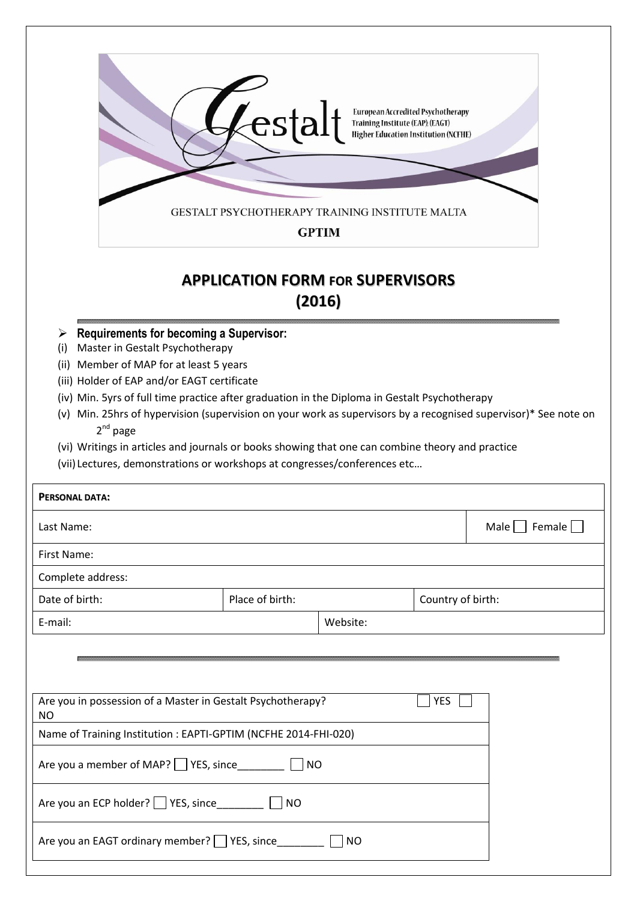European Accredited Psychotherapy Training Institute (EAP) (EAGT)
Higher Education Institution (NCFHE)

GESTALT PSYCHOTHERAPY TRAINING INSTITUTE MALTA

**GPTIM**

# APPLICATION FORM FOR SUPERVISORS (2016)

- **Requirements for becoming a Supervisor:**

(i) Master in Gestalt Psychotherapy
(ii) Member of MAP for at least 5 years
(iii) Holder of EAP and/or EAGT certificate
(iv) Min. 5yrs of full time practice after graduation in the Diploma in Gestalt Psychotherapy
(v) Min. 25hrs of hypervision (supervision on your work as supervisors by a recognised supervisor)* See note on 2nd page
(vi) Writings in articles and journals or books showing that one can combine theory and practice
(vii) Lectures, demonstrations or workshops at congresses/conferences etc…

| **PERSONAL DATA:** | | | |
|---|---|---|---|
| Last Name: | | | Male ☐ Female ☐ |
| First Name: | | | |
| Complete address: | | | |
| Date of birth: | Place of birth: | Country of birth: | |
| E-mail: | Website: | | |

| |
|---|
| Are you in possession of a Master in Gestalt Psychotherapy? ☐ YES ☐ NO |
| Name of Training Institution : EAPTI-GPTIM (NCFHE 2014-FHI-020) |
| Are you a member of MAP? ☐ YES, since________ ☐ NO |
| Are you an ECP holder? ☐ YES, since________ ☐ NO |
| Are you an EAGT ordinary member? ☐ YES, since________ ☐ NO |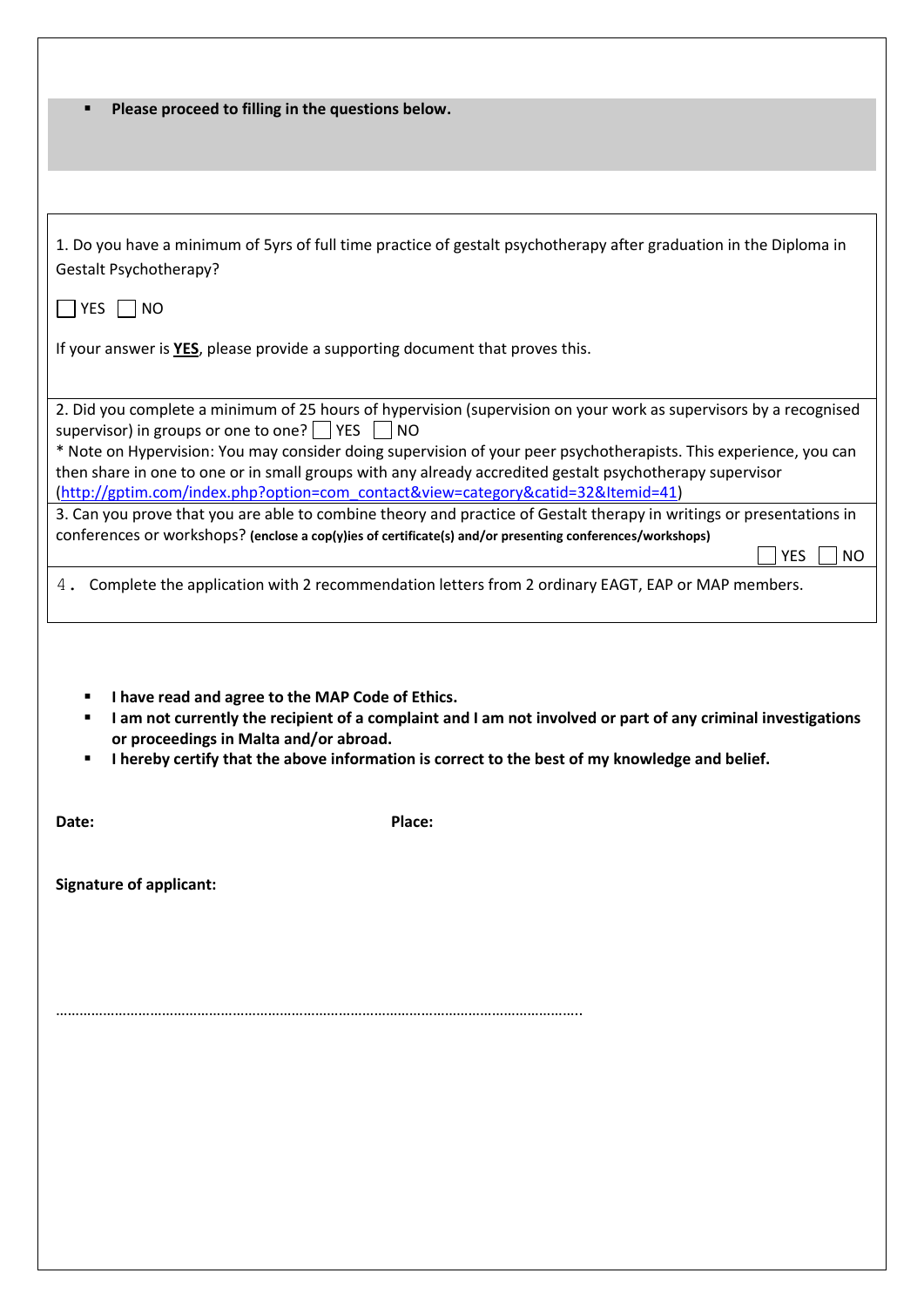- **Please proceed to filling in the questions below.**

1. Do you have a minimum of 5yrs of full time practice of gestalt psychotherapy after graduation in the Diploma in Gestalt Psychotherapy?

☐ YES ☐ NO

If your answer is **YES**, please provide a supporting document that proves this.

2. Did you complete a minimum of 25 hours of hypervision (supervision on your work as supervisors by a recognised supervisor) in groups or one to one? ☐ YES ☐ NO

\* Note on Hypervision: You may consider doing supervision of your peer psychotherapists. This experience, you can then share in one to one or in small groups with any already accredited gestalt psychotherapy supervisor (http://gptim.com/index.php?option=com_contact&view=category&catid=32&Itemid=41)

3. Can you prove that you are able to combine theory and practice of Gestalt therapy in writings or presentations in conferences or workshops? **(enclose a cop(y)ies of certificate(s) and/or presenting conferences/workshops)**

☐ YES ☐ NO

4. Complete the application with 2 recommendation letters from 2 ordinary EAGT, EAP or MAP members.

- **I have read and agree to the MAP Code of Ethics.**
- **I am not currently the recipient of a complaint and I am not involved or part of any criminal investigations or proceedings in Malta and/or abroad.**
- **I hereby certify that the above information is correct to the best of my knowledge and belief.**

**Date:** **Place:**

**Signature of applicant:**

………………………………………………………………………………………………………………….